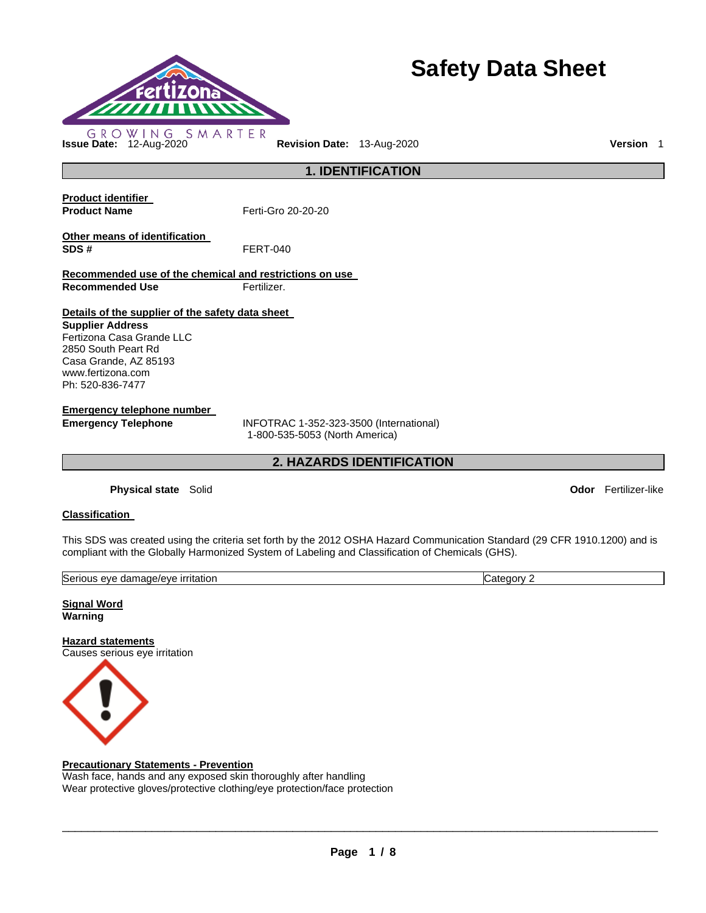# Safety Data Sheet

GROWING SMARTER

**Issue Date:** 12-Aug-2020 **Revision Date:** 13-Aug-2020 **Version** 1

## 1. IDENTIFICATION

**Product identifier**

**Product Name** Ferti-Gro 20-20-20

**Other means of identification**

**SDS #** FERT-040

**Recommended use of the chemical and restrictions on use**

**Recommended Use** Fertilizer.

**Details of the supplier of the safety data sheet**

**Supplier Address**
Fertizona Casa Grande LLC
2850 South Peart Rd
Casa Grande, AZ 85193
www.fertizona.com
Ph: 520-836-7477

**Emergency telephone number**

**Emergency Telephone** INFOTRAC 1-352-323-3500 (International)
1-800-535-5053 (North America)

## 2. HAZARDS IDENTIFICATION

**Physical state** Solid **Odor** Fertilizer-like

**Classification**

This SDS was created using the criteria set forth by the 2012 OSHA Hazard Communication Standard (29 CFR 1910.1200) and is compliant with the Globally Harmonized System of Labeling and Classification of Chemicals (GHS).

| Serious eye damage/eye irritation | Category 2 |
|---|---|

**Signal Word**
**Warning**

**Hazard statements**
Causes serious eye irritation

**Precautionary Statements - Prevention**
Wash face, hands and any exposed skin thoroughly after handling
Wear protective gloves/protective clothing/eye protection/face protection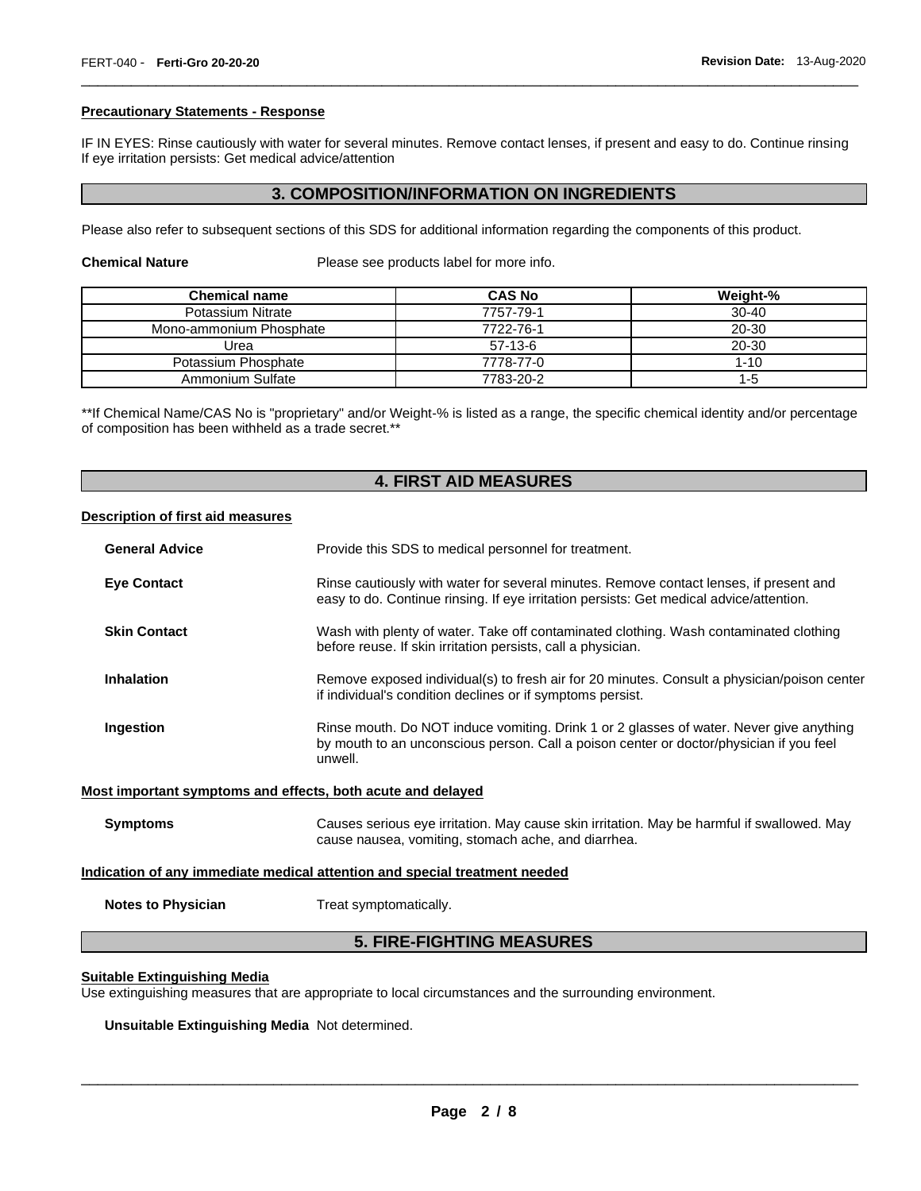#### Precautionary Statements - Response

IF IN EYES: Rinse cautiously with water for several minutes. Remove contact lenses, if present and easy to do. Continue rinsing If eye irritation persists: Get medical advice/attention

## 3. COMPOSITION/INFORMATION ON INGREDIENTS

Please also refer to subsequent sections of this SDS for additional information regarding the components of this product.

**Chemical Nature** Please see products label for more info.

| Chemical name | CAS No | Weight-% |
|---|---|---|
| Potassium Nitrate | 7757-79-1 | 30-40 |
| Mono-ammonium Phosphate | 7722-76-1 | 20-30 |
| Urea | 57-13-6 | 20-30 |
| Potassium Phosphate | 7778-77-0 | 1-10 |
| Ammonium Sulfate | 7783-20-2 | 1-5 |

**If Chemical Name/CAS No is "proprietary" and/or Weight-% is listed as a range, the specific chemical identity and/or percentage of composition has been withheld as a trade secret.**

## 4. FIRST AID MEASURES

#### Description of first aid measures

**General Advice** Provide this SDS to medical personnel for treatment.

**Eye Contact** Rinse cautiously with water for several minutes. Remove contact lenses, if present and easy to do. Continue rinsing. If eye irritation persists: Get medical advice/attention.

**Skin Contact** Wash with plenty of water. Take off contaminated clothing. Wash contaminated clothing before reuse. If skin irritation persists, call a physician.

**Inhalation** Remove exposed individual(s) to fresh air for 20 minutes. Consult a physician/poison center if individual's condition declines or if symptoms persist.

**Ingestion** Rinse mouth. Do NOT induce vomiting. Drink 1 or 2 glasses of water. Never give anything by mouth to an unconscious person. Call a poison center or doctor/physician if you feel unwell.

#### Most important symptoms and effects, both acute and delayed

**Symptoms** Causes serious eye irritation. May cause skin irritation. May be harmful if swallowed. May cause nausea, vomiting, stomach ache, and diarrhea.

#### Indication of any immediate medical attention and special treatment needed

**Notes to Physician** Treat symptomatically.

## 5. FIRE-FIGHTING MEASURES

#### Suitable Extinguishing Media

Use extinguishing measures that are appropriate to local circumstances and the surrounding environment.

**Unsuitable Extinguishing Media** Not determined.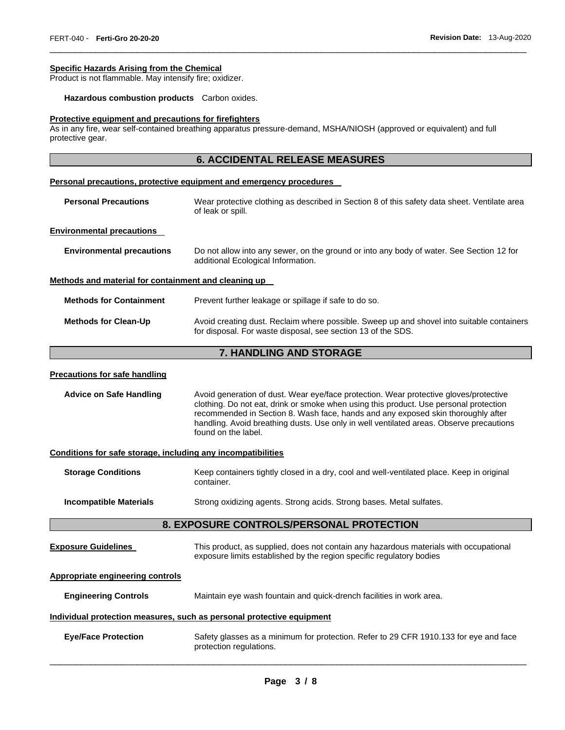**Specific Hazards Arising from the Chemical**

Product is not flammable. May intensify fire; oxidizer.

**Hazardous combustion products** Carbon oxides.

**Protective equipment and precautions for firefighters**

As in any fire, wear self-contained breathing apparatus pressure-demand, MSHA/NIOSH (approved or equivalent) and full protective gear.

## 6. ACCIDENTAL RELEASE MEASURES

**Personal precautions, protective equipment and emergency procedures**

**Personal Precautions** Wear protective clothing as described in Section 8 of this safety data sheet. Ventilate area of leak or spill.

**Environmental precautions**

**Environmental precautions** Do not allow into any sewer, on the ground or into any body of water. See Section 12 for additional Ecological Information.

**Methods and material for containment and cleaning up**

**Methods for Containment** Prevent further leakage or spillage if safe to do so.

**Methods for Clean-Up** Avoid creating dust. Reclaim where possible. Sweep up and shovel into suitable containers for disposal. For waste disposal, see section 13 of the SDS.

## 7. HANDLING AND STORAGE

**Precautions for safe handling**

**Advice on Safe Handling** Avoid generation of dust. Wear eye/face protection. Wear protective gloves/protective clothing. Do not eat, drink or smoke when using this product. Use personal protection recommended in Section 8. Wash face, hands and any exposed skin thoroughly after handling. Avoid breathing dusts. Use only in well ventilated areas. Observe precautions found on the label.

**Conditions for safe storage, including any incompatibilities**

**Storage Conditions** Keep containers tightly closed in a dry, cool and well-ventilated place. Keep in original container.

**Incompatible Materials** Strong oxidizing agents. Strong acids. Strong bases. Metal sulfates.

## 8. EXPOSURE CONTROLS/PERSONAL PROTECTION

**Exposure Guidelines** This product, as supplied, does not contain any hazardous materials with occupational exposure limits established by the region specific regulatory bodies

**Appropriate engineering controls**

**Engineering Controls** Maintain eye wash fountain and quick-drench facilities in work area.

**Individual protection measures, such as personal protective equipment**

**Eye/Face Protection** Safety glasses as a minimum for protection. Refer to 29 CFR 1910.133 for eye and face protection regulations.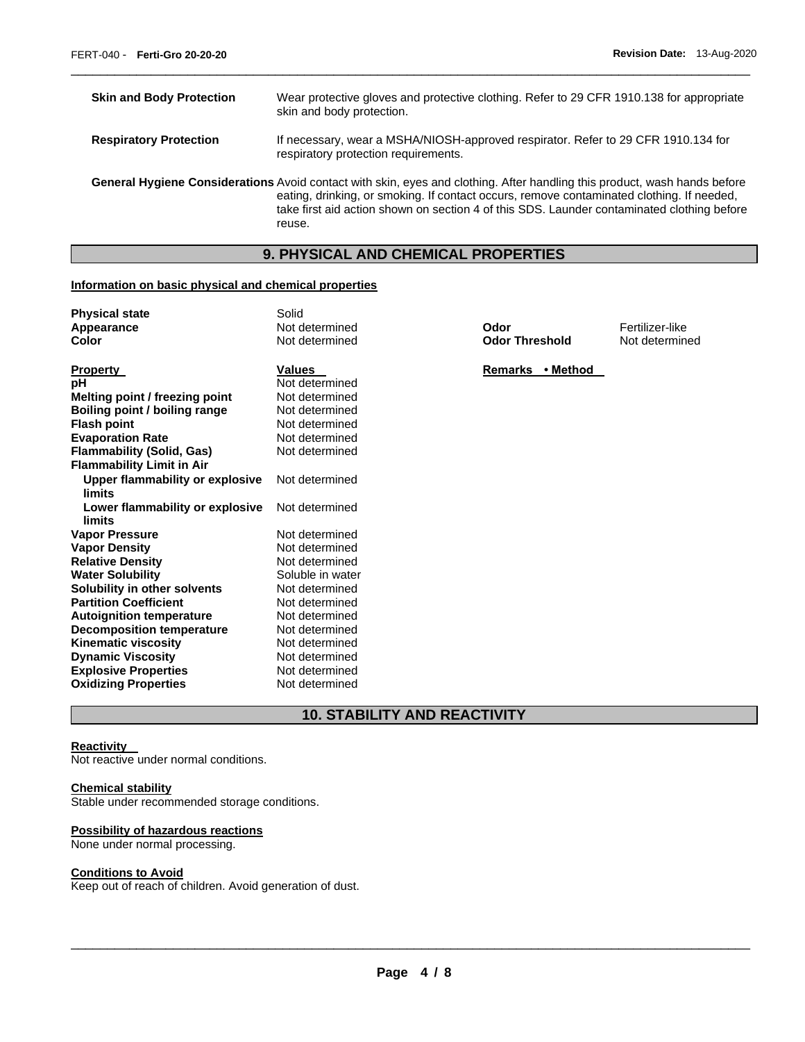**Skin and Body Protection** Wear protective gloves and protective clothing. Refer to 29 CFR 1910.138 for appropriate skin and body protection.

**Respiratory Protection** If necessary, wear a MSHA/NIOSH-approved respirator. Refer to 29 CFR 1910.134 for respiratory protection requirements.

**General Hygiene Considerations** Avoid contact with skin, eyes and clothing. After handling this product, wash hands before eating, drinking, or smoking. If contact occurs, remove contaminated clothing. If needed, take first aid action shown on section 4 of this SDS. Launder contaminated clothing before reuse.

## 9. PHYSICAL AND CHEMICAL PROPERTIES

**Information on basic physical and chemical properties**

| | | | |
|---|---|---|---|
| **Physical state** | Solid | | |
| **Appearance** | Not determined | **Odor** | Fertilizer-like |
| **Color** | Not determined | **Odor Threshold** | Not determined |

| **Property** | **Values** | **Remarks • Method** |
|---|---|---|
| **pH** | Not determined | |
| **Melting point / freezing point** | Not determined | |
| **Boiling point / boiling range** | Not determined | |
| **Flash point** | Not determined | |
| **Evaporation Rate** | Not determined | |
| **Flammability (Solid, Gas)** | Not determined | |
| **Flammability Limit in Air** | | |
| **Upper flammability or explosive limits** | Not determined | |
| **Lower flammability or explosive limits** | Not determined | |
| **Vapor Pressure** | Not determined | |
| **Vapor Density** | Not determined | |
| **Relative Density** | Not determined | |
| **Water Solubility** | Soluble in water | |
| **Solubility in other solvents** | Not determined | |
| **Partition Coefficient** | Not determined | |
| **Autoignition temperature** | Not determined | |
| **Decomposition temperature** | Not determined | |
| **Kinematic viscosity** | Not determined | |
| **Dynamic Viscosity** | Not determined | |
| **Explosive Properties** | Not determined | |
| **Oxidizing Properties** | Not determined | |

## 10. STABILITY AND REACTIVITY

**Reactivity**

Not reactive under normal conditions.

**Chemical stability**

Stable under recommended storage conditions.

**Possibility of hazardous reactions**

None under normal processing.

**Conditions to Avoid**

Keep out of reach of children. Avoid generation of dust.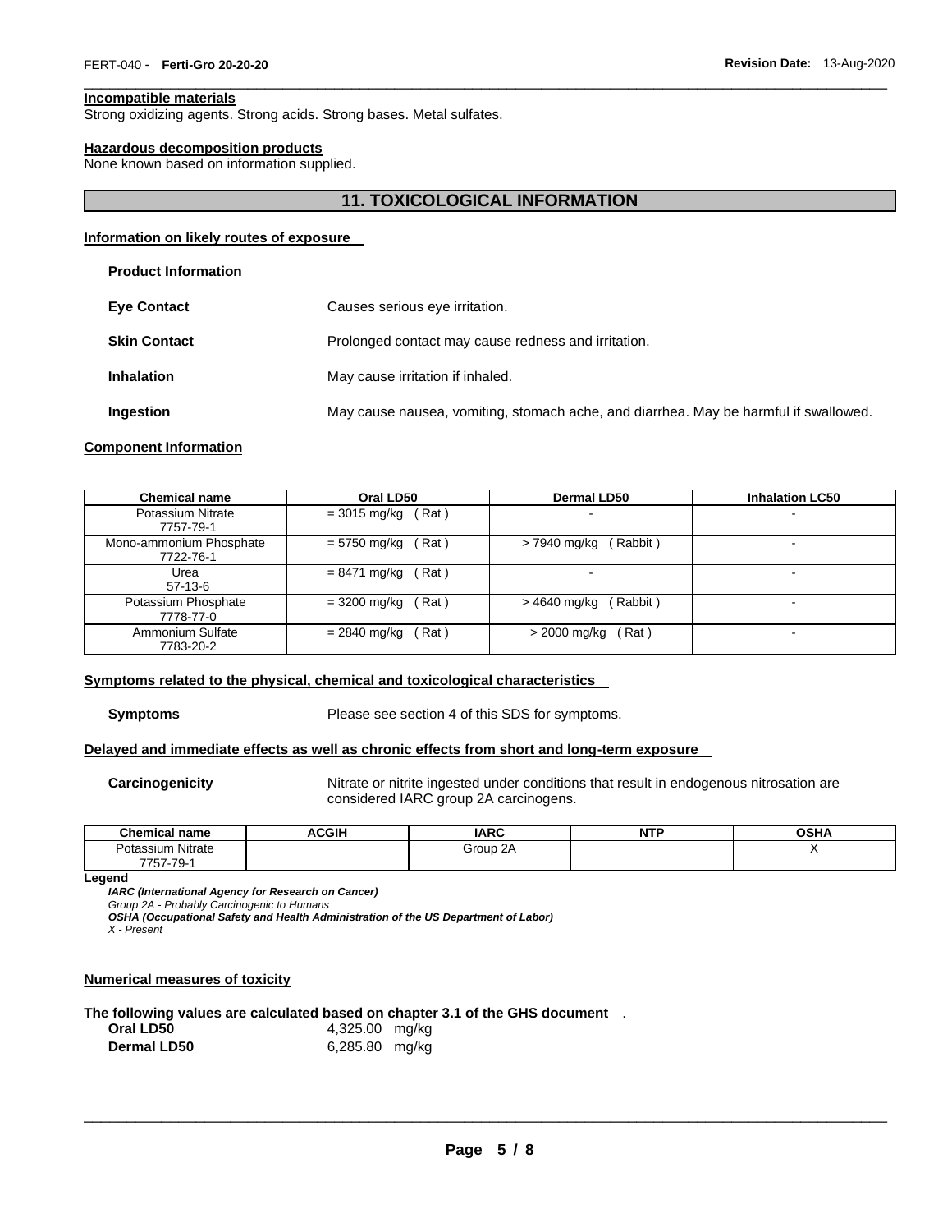**Incompatible materials**

Strong oxidizing agents. Strong acids. Strong bases. Metal sulfates.

**Hazardous decomposition products**

None known based on information supplied.

## 11. TOXICOLOGICAL INFORMATION

**Information on likely routes of exposure**

**Product Information**

| | |
|---|---|
| **Eye Contact** | Causes serious eye irritation. |
| **Skin Contact** | Prolonged contact may cause redness and irritation. |
| **Inhalation** | May cause irritation if inhaled. |
| **Ingestion** | May cause nausea, vomiting, stomach ache, and diarrhea. May be harmful if swallowed. |

**Component Information**

| Chemical name | Oral LD50 | Dermal LD50 | Inhalation LC50 |
|---|---|---|---|
| Potassium Nitrate 7757-79-1 | = 3015 mg/kg ( Rat ) | - | - |
| Mono-ammonium Phosphate 7722-76-1 | = 5750 mg/kg ( Rat ) | > 7940 mg/kg ( Rabbit ) | - |
| Urea 57-13-6 | = 8471 mg/kg ( Rat ) | - | - |
| Potassium Phosphate 7778-77-0 | = 3200 mg/kg ( Rat ) | > 4640 mg/kg ( Rabbit ) | - |
| Ammonium Sulfate 7783-20-2 | = 2840 mg/kg ( Rat ) | > 2000 mg/kg ( Rat ) | - |

**Symptoms related to the physical, chemical and toxicological characteristics**

**Symptoms** Please see section 4 of this SDS for symptoms.

**Delayed and immediate effects as well as chronic effects from short and long-term exposure**

**Carcinogenicity** Nitrate or nitrite ingested under conditions that result in endogenous nitrosation are considered IARC group 2A carcinogens.

| Chemical name | ACGIH | IARC | NTP | OSHA |
|---|---|---|---|---|
| Potassium Nitrate 7757-79-1 | | Group 2A | | X |

**Legend**

***IARC (International Agency for Research on Cancer)***
*Group 2A - Probably Carcinogenic to Humans*
***OSHA (Occupational Safety and Health Administration of the US Department of Labor)***
*X - Present*

**Numerical measures of toxicity**

**The following values are calculated based on chapter 3.1 of the GHS document** .

| | |
|---|---|
| **Oral LD50** | 4,325.00 mg/kg |
| **Dermal LD50** | 6,285.80 mg/kg |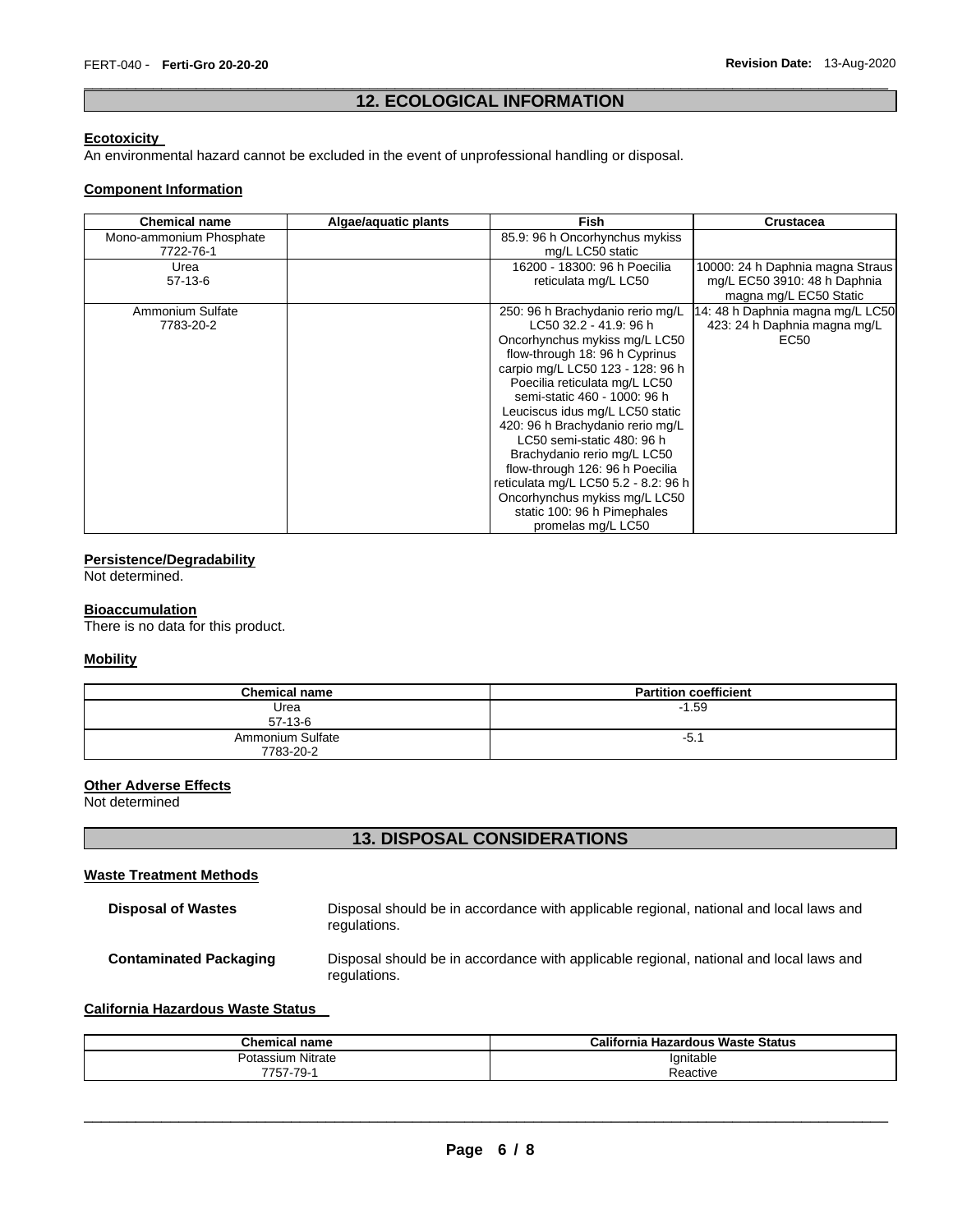## 12. ECOLOGICAL INFORMATION

### Ecotoxicity

An environmental hazard cannot be excluded in the event of unprofessional handling or disposal.

### Component Information

| Chemical name | Algae/aquatic plants | Fish | Crustacea |
| --- | --- | --- | --- |
| Mono-ammonium Phosphate 7722-76-1 | | 85.9: 96 h Oncorhynchus mykiss mg/L LC50 static | |
| Urea 57-13-6 | | 16200 - 18300: 96 h Poecilia reticulata mg/L LC50 | 10000: 24 h Daphnia magna Straus mg/L EC50 3910: 48 h Daphnia magna mg/L EC50 Static |
| Ammonium Sulfate 7783-20-2 | | 250: 96 h Brachydanio rerio mg/L LC50 32.2 - 41.9: 96 h Oncorhynchus mykiss mg/L LC50 flow-through 18: 96 h Cyprinus carpio mg/L LC50 123 - 128: 96 h Poecilia reticulata mg/L LC50 semi-static 460 - 1000: 96 h Leuciscus idus mg/L LC50 static 420: 96 h Brachydanio rerio mg/L LC50 semi-static 480: 96 h Brachydanio rerio mg/L LC50 flow-through 126: 96 h Poecilia reticulata mg/L LC50 5.2 - 8.2: 96 h Oncorhynchus mykiss mg/L LC50 static 100: 96 h Pimephales promelas mg/L LC50 | 14: 48 h Daphnia magna mg/L LC50 423: 24 h Daphnia magna mg/L EC50 |

### Persistence/Degradability

Not determined.

### Bioaccumulation

There is no data for this product.

### Mobility

| Chemical name | Partition coefficient |
| --- | --- |
| Urea 57-13-6 | -1.59 |
| Ammonium Sulfate 7783-20-2 | -5.1 |

### Other Adverse Effects

Not determined

## 13. DISPOSAL CONSIDERATIONS

### Waste Treatment Methods

**Disposal of Wastes** Disposal should be in accordance with applicable regional, national and local laws and regulations.

**Contaminated Packaging** Disposal should be in accordance with applicable regional, national and local laws and regulations.

### California Hazardous Waste Status

| Chemical name | California Hazardous Waste Status |
| --- | --- |
| Potassium Nitrate 7757-79-1 | Ignitable Reactive |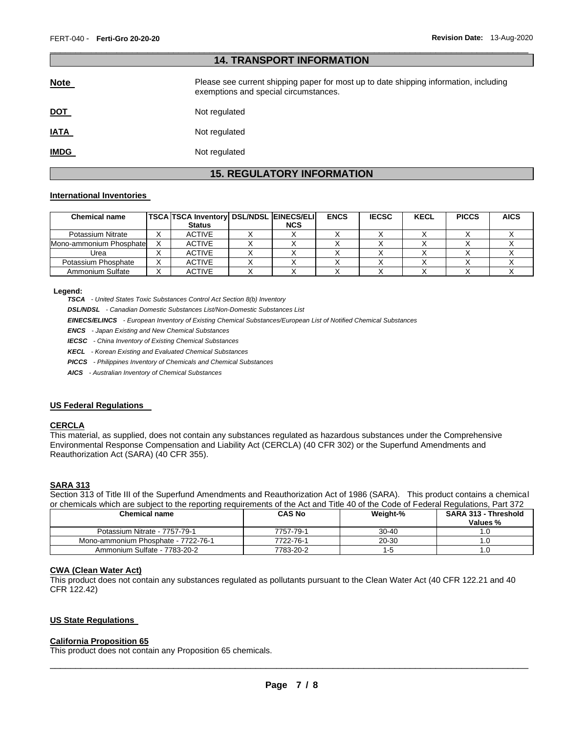## 14. TRANSPORT INFORMATION

**Note** Please see current shipping paper for most up to date shipping information, including exemptions and special circumstances.

**DOT** Not regulated

**IATA** Not regulated

**IMDG** Not regulated

## 15. REGULATORY INFORMATION

### International Inventories

| Chemical name | TSCA | TSCA Inventory Status | DSL/NDSL | EINECS/ELINCS | ENCS | IECSC | KECL | PICCS | AICS |
|---|---|---|---|---|---|---|---|---|---|
| Potassium Nitrate | X | ACTIVE | X | X | X | X | X | X | X |
| Mono-ammonium Phosphate | X | ACTIVE | X | X | X | X | X | X | X |
| Urea | X | ACTIVE | X | X | X | X | X | X | X |
| Potassium Phosphate | X | ACTIVE | X | X | X | X | X | X | X |
| Ammonium Sulfate | X | ACTIVE | X | X | X | X | X | X | X |

**Legend:**

***TSCA*** *- United States Toxic Substances Control Act Section 8(b) Inventory*

***DSL/NDSL*** *- Canadian Domestic Substances List/Non-Domestic Substances List*

***EINECS/ELINCS*** *- European Inventory of Existing Chemical Substances/European List of Notified Chemical Substances*

***ENCS*** *- Japan Existing and New Chemical Substances*

***IECSC*** *- China Inventory of Existing Chemical Substances*

***KECL*** *- Korean Existing and Evaluated Chemical Substances*

***PICCS*** *- Philippines Inventory of Chemicals and Chemical Substances*

***AICS*** *- Australian Inventory of Chemical Substances*

### US Federal Regulations

#### CERCLA

This material, as supplied, does not contain any substances regulated as hazardous substances under the Comprehensive Environmental Response Compensation and Liability Act (CERCLA) (40 CFR 302) or the Superfund Amendments and Reauthorization Act (SARA) (40 CFR 355).

#### SARA 313

Section 313 of Title III of the Superfund Amendments and Reauthorization Act of 1986 (SARA). This product contains a chemical or chemicals which are subject to the reporting requirements of the Act and Title 40 of the Code of Federal Regulations, Part 372

| Chemical name | CAS No | Weight-% | SARA 313 - Threshold Values % |
|---|---|---|---|
| Potassium Nitrate - 7757-79-1 | 7757-79-1 | 30-40 | 1.0 |
| Mono-ammonium Phosphate - 7722-76-1 | 7722-76-1 | 20-30 | 1.0 |
| Ammonium Sulfate - 7783-20-2 | 7783-20-2 | 1-5 | 1.0 |

#### CWA (Clean Water Act)

This product does not contain any substances regulated as pollutants pursuant to the Clean Water Act (40 CFR 122.21 and 40 CFR 122.42)

### US State Regulations

#### California Proposition 65

This product does not contain any Proposition 65 chemicals.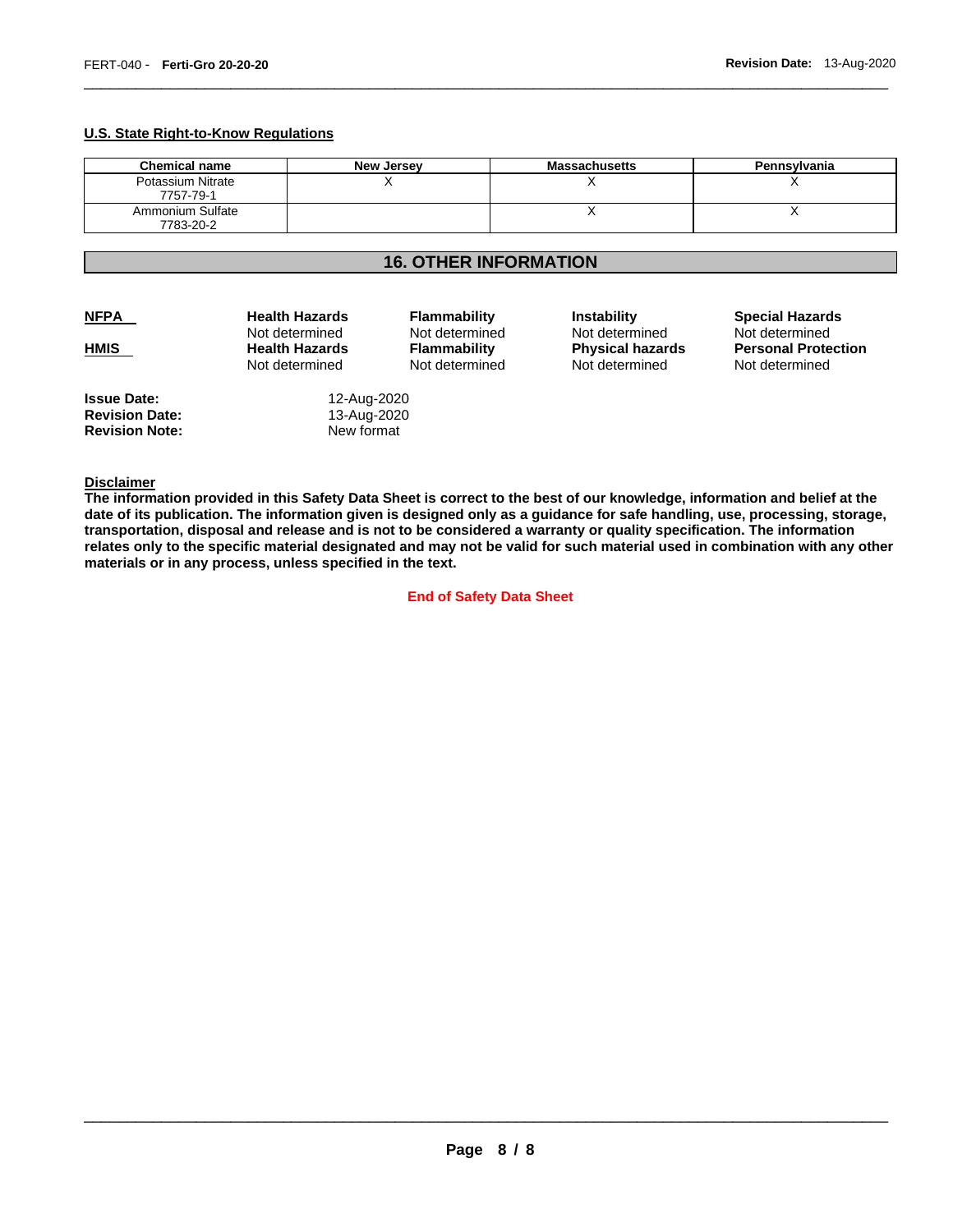#### U.S. State Right-to-Know Regulations

| Chemical name | New Jersey | Massachusetts | Pennsylvania |
|---|---|---|---|
| Potassium Nitrate 7757-79-1 | X | X | X |
| Ammonium Sulfate 7783-20-2 | | X | X |

## 16. OTHER INFORMATION

| | | | | |
|---|---|---|---|---|
| **NFPA** | **Health Hazards** Not determined | **Flammability** Not determined | **Instability** Not determined | **Special Hazards** Not determined |
| **HMIS** | **Health Hazards** Not determined | **Flammability** Not determined | **Physical hazards** Not determined | **Personal Protection** Not determined |

**Issue Date:** 12-Aug-2020
**Revision Date:** 13-Aug-2020
**Revision Note:** New format

**Disclaimer**

**The information provided in this Safety Data Sheet is correct to the best of our knowledge, information and belief at the date of its publication. The information given is designed only as a guidance for safe handling, use, processing, storage, transportation, disposal and release and is not to be considered a warranty or quality specification. The information relates only to the specific material designated and may not be valid for such material used in combination with any other materials or in any process, unless specified in the text.**

**End of Safety Data Sheet**